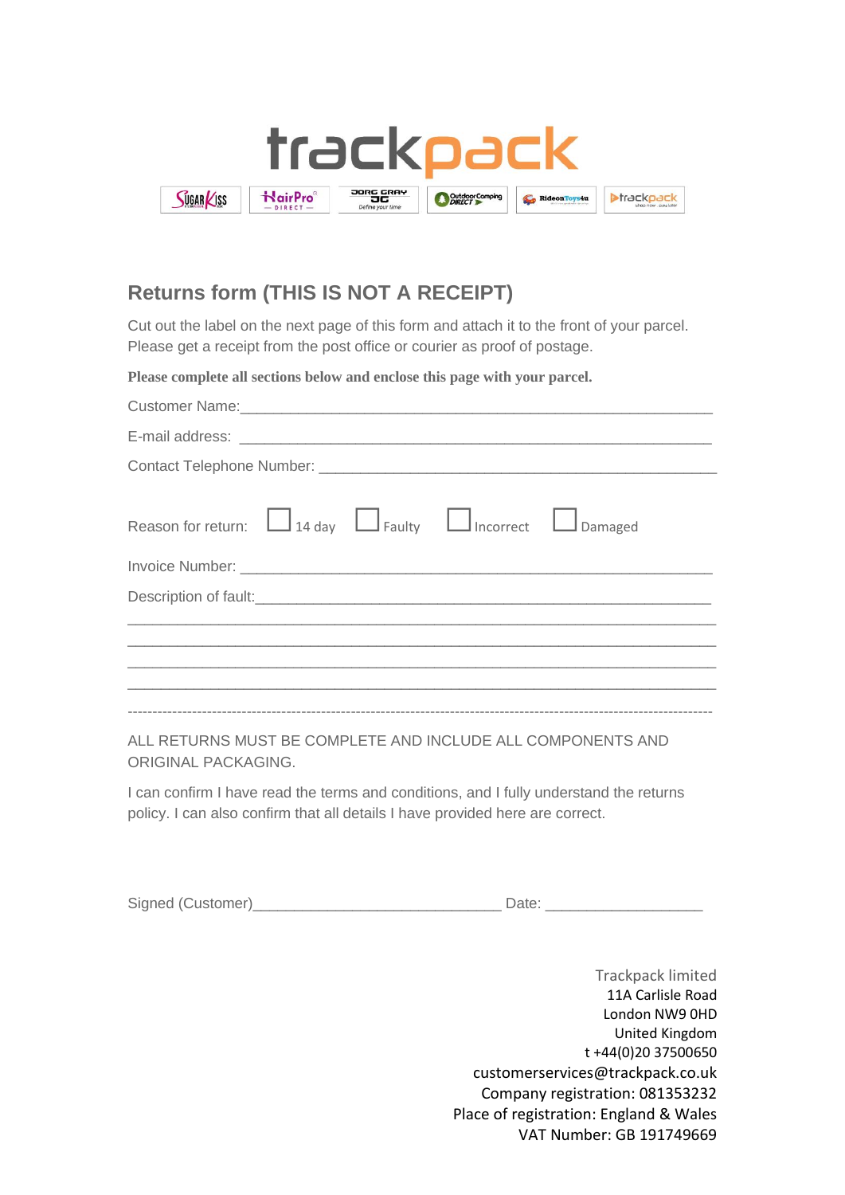# Returns form (THIS IS NOT A RECEIPT)

Cut out the label on the next page of this form and attach it to the front of your parcel. Please get a receipt from the post office or courier as proof of postage.

**Please complete all sections below and enclose this page with your parcel.**

Customer Name:\_\_\_\_\_\_\_\_\_\_\_\_\_\_\_\_\_\_\_\_\_\_\_\_\_\_\_\_\_\_\_\_\_\_\_\_\_\_\_\_\_\_\_\_\_\_\_\_\_\_\_\_\_\_\_\_\_\_

E-mail address: \_\_\_\_\_\_\_\_\_\_\_\_\_\_\_\_\_\_\_\_\_\_\_\_\_\_\_\_\_\_\_\_\_\_\_\_\_\_\_\_\_\_\_\_\_\_\_\_\_\_\_\_\_\_\_\_\_\_

Contact Telephone Number: \_\_\_\_\_\_\_\_\_\_\_\_\_\_\_\_\_\_\_\_\_\_\_\_\_\_\_\_\_\_\_\_\_\_\_\_\_\_\_\_\_\_\_\_\_\_\_\_

Reason for return: ☐ 14 day ☐ Faulty ☐ Incorrect ☐ Damaged

Invoice Number: \_\_\_\_\_\_\_\_\_\_\_\_\_\_\_\_\_\_\_\_\_\_\_\_\_\_\_\_\_\_\_\_\_\_\_\_\_\_\_\_\_\_\_\_\_\_\_\_\_\_\_\_\_\_\_\_\_\_

Description of fault:\_\_\_\_\_\_\_\_\_\_\_\_\_\_\_\_\_\_\_\_\_\_\_\_\_\_\_\_\_\_\_\_\_\_\_\_\_\_\_\_\_\_\_\_\_\_\_\_\_\_\_\_\_\_

\_\_\_\_\_\_\_\_\_\_\_\_\_\_\_\_\_\_\_\_\_\_\_\_\_\_\_\_\_\_\_\_\_\_\_\_\_\_\_\_\_\_\_\_\_\_\_\_\_\_\_\_\_\_\_\_\_\_\_\_\_\_\_\_\_\_\_\_\_\_

\_\_\_\_\_\_\_\_\_\_\_\_\_\_\_\_\_\_\_\_\_\_\_\_\_\_\_\_\_\_\_\_\_\_\_\_\_\_\_\_\_\_\_\_\_\_\_\_\_\_\_\_\_\_\_\_\_\_\_\_\_\_\_\_\_\_\_\_\_\_

\_\_\_\_\_\_\_\_\_\_\_\_\_\_\_\_\_\_\_\_\_\_\_\_\_\_\_\_\_\_\_\_\_\_\_\_\_\_\_\_\_\_\_\_\_\_\_\_\_\_\_\_\_\_\_\_\_\_\_\_\_\_\_\_\_\_\_\_\_\_

\_\_\_\_\_\_\_\_\_\_\_\_\_\_\_\_\_\_\_\_\_\_\_\_\_\_\_\_\_\_\_\_\_\_\_\_\_\_\_\_\_\_\_\_\_\_\_\_\_\_\_\_\_\_\_\_\_\_\_\_\_\_\_\_\_\_\_\_\_\_

---

ALL RETURNS MUST BE COMPLETE AND INCLUDE ALL COMPONENTS AND ORIGINAL PACKAGING.

I can confirm I have read the terms and conditions, and I fully understand the returns policy. I can also confirm that all details I have provided here are correct.

Signed (Customer)\_\_\_\_\_\_\_\_\_\_\_\_\_\_\_\_\_\_\_\_\_\_\_\_\_\_\_\_\_\_ Date: \_\_\_\_\_\_\_\_\_\_\_\_\_\_\_\_\_\_\_

Trackpack limited
11A Carlisle Road
London NW9 0HD
United Kingdom
t +44(0)20 37500650
customerservices@trackpack.co.uk
Company registration: 081353232
Place of registration: England & Wales
VAT Number: GB 191749669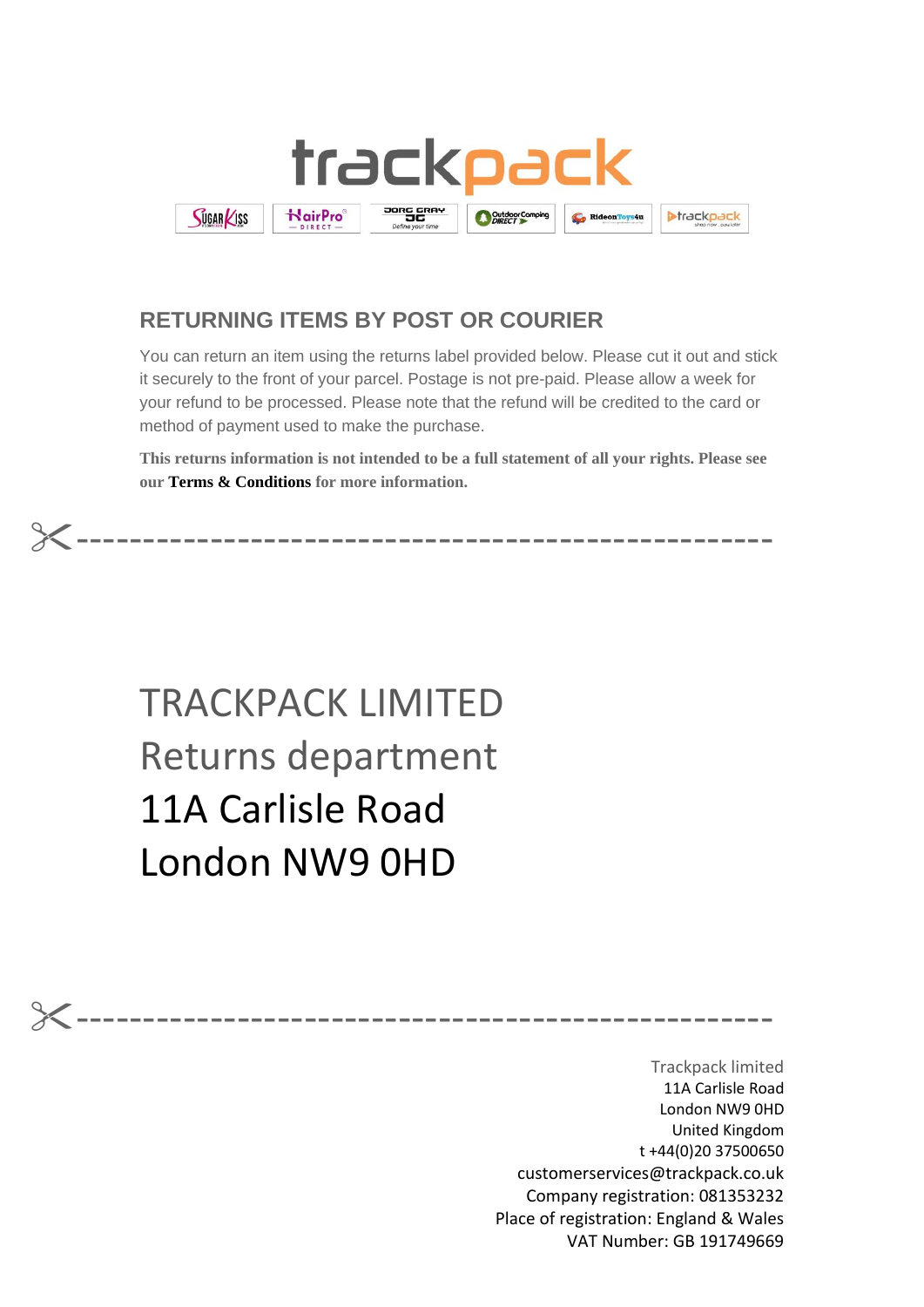trackpack

## RETURNING ITEMS BY POST OR COURIER

You can return an item using the returns label provided below. Please cut it out and stick it securely to the front of your parcel. Postage is not pre-paid. Please allow a week for your refund to be processed. Please note that the refund will be credited to the card or method of payment used to make the purchase.

**This returns information is not intended to be a full statement of all your rights. Please see our Terms & Conditions for more information.**

✂-----------------------------------------------

TRACKPACK LIMITED
Returns department
11A Carlisle Road
London NW9 0HD

✂-----------------------------------------------

Trackpack limited
11A Carlisle Road
London NW9 0HD
United Kingdom
t +44(0)20 37500650
customerservices@trackpack.co.uk
Company registration: 081353232
Place of registration: England & Wales
VAT Number: GB 191749669